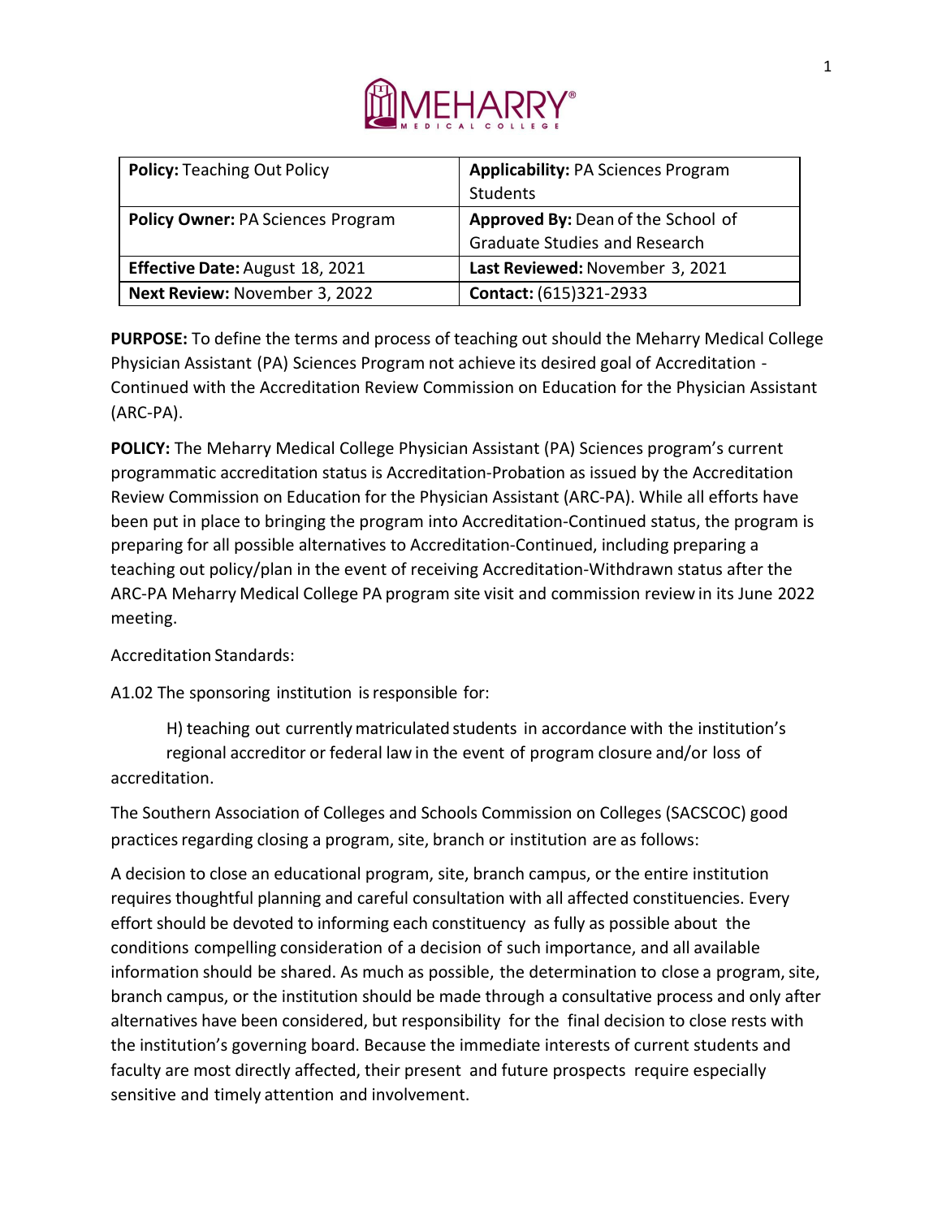| **Policy:** Teaching Out Policy | **Applicability:** PA Sciences Program Students |
|---|---|
| **Policy Owner:** PA Sciences Program | **Approved By:** Dean of the School of Graduate Studies and Research |
| **Effective Date:** August 18, 2021 | **Last Reviewed:** November 3, 2021 |
| **Next Review:** November 3, 2022 | **Contact:** (615)321-2933 |

**PURPOSE:** To define the terms and process of teaching out should the Meharry Medical College Physician Assistant (PA) Sciences Program not achieve its desired goal of Accreditation - Continued with the Accreditation Review Commission on Education for the Physician Assistant (ARC-PA).

**POLICY:** The Meharry Medical College Physician Assistant (PA) Sciences program's current programmatic accreditation status is Accreditation-Probation as issued by the Accreditation Review Commission on Education for the Physician Assistant (ARC-PA). While all efforts have been put in place to bringing the program into Accreditation-Continued status, the program is preparing for all possible alternatives to Accreditation-Continued, including preparing a teaching out policy/plan in the event of receiving Accreditation-Withdrawn status after the ARC-PA Meharry Medical College PA program site visit and commission review in its June 2022 meeting.

Accreditation Standards:

A1.02 The sponsoring institution is responsible for:

H) teaching out currently matriculated students in accordance with the institution's regional accreditor or federal law in the event of program closure and/or loss of accreditation.

The Southern Association of Colleges and Schools Commission on Colleges (SACSCOC) good practices regarding closing a program, site, branch or institution are as follows:

A decision to close an educational program, site, branch campus, or the entire institution requires thoughtful planning and careful consultation with all affected constituencies. Every effort should be devoted to informing each constituency as fully as possible about the conditions compelling consideration of a decision of such importance, and all available information should be shared. As much as possible, the determination to close a program, site, branch campus, or the institution should be made through a consultative process and only after alternatives have been considered, but responsibility for the final decision to close rests with the institution's governing board. Because the immediate interests of current students and faculty are most directly affected, their present and future prospects require especially sensitive and timely attention and involvement.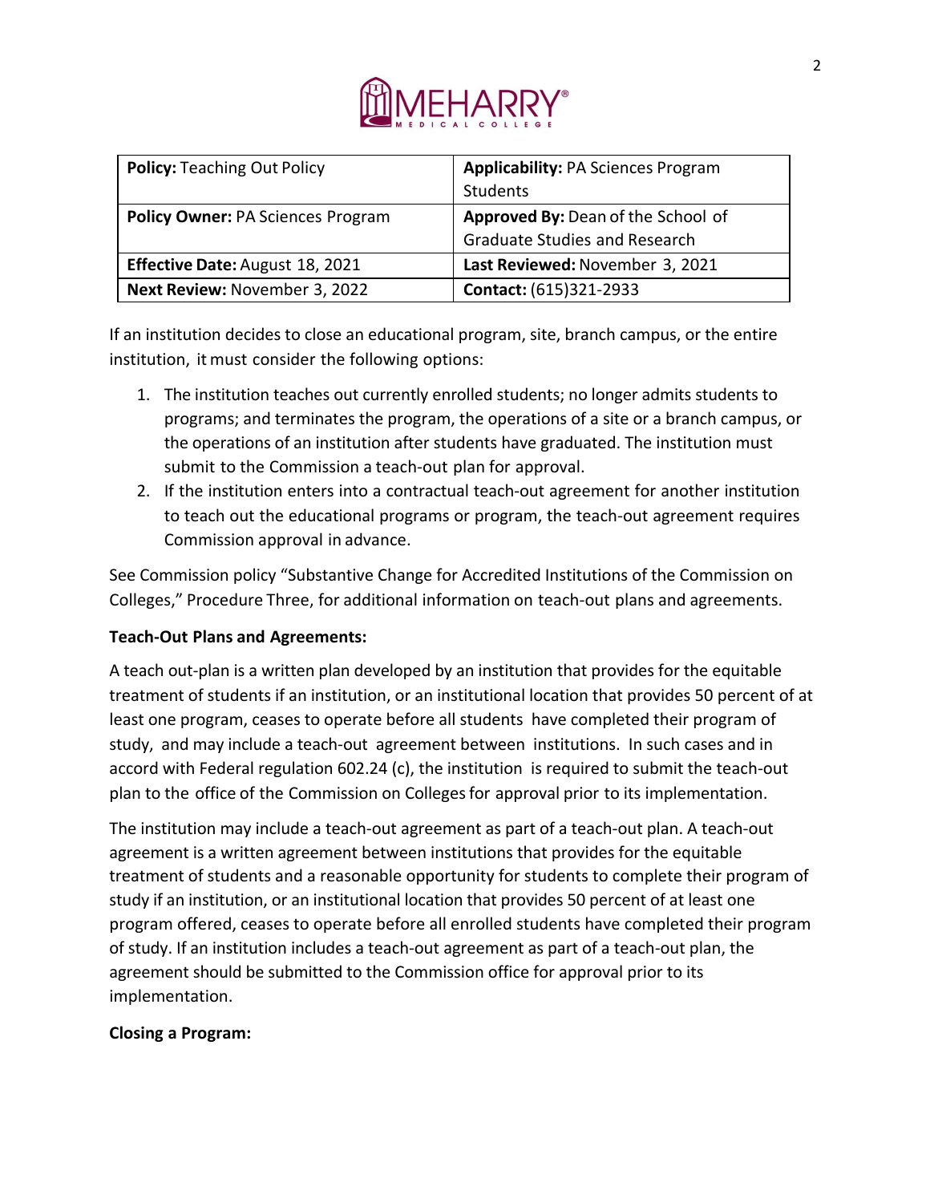| **Policy:** Teaching Out Policy | **Applicability:** PA Sciences Program Students |
| --- | --- |
| **Policy Owner:** PA Sciences Program | **Approved By:** Dean of the School of Graduate Studies and Research |
| **Effective Date:** August 18, 2021 | **Last Reviewed:** November 3, 2021 |
| **Next Review:** November 3, 2022 | **Contact:** (615)321-2933 |

If an institution decides to close an educational program, site, branch campus, or the entire institution, it must consider the following options:

1. The institution teaches out currently enrolled students; no longer admits students to programs; and terminates the program, the operations of a site or a branch campus, or the operations of an institution after students have graduated. The institution must submit to the Commission a teach-out plan for approval.
2. If the institution enters into a contractual teach-out agreement for another institution to teach out the educational programs or program, the teach-out agreement requires Commission approval in advance.

See Commission policy "Substantive Change for Accredited Institutions of the Commission on Colleges," Procedure Three, for additional information on teach-out plans and agreements.

**Teach-Out Plans and Agreements:**

A teach out-plan is a written plan developed by an institution that provides for the equitable treatment of students if an institution, or an institutional location that provides 50 percent of at least one program, ceases to operate before all students have completed their program of study, and may include a teach-out agreement between institutions. In such cases and in accord with Federal regulation 602.24 (c), the institution is required to submit the teach-out plan to the office of the Commission on Colleges for approval prior to its implementation.

The institution may include a teach-out agreement as part of a teach-out plan. A teach-out agreement is a written agreement between institutions that provides for the equitable treatment of students and a reasonable opportunity for students to complete their program of study if an institution, or an institutional location that provides 50 percent of at least one program offered, ceases to operate before all enrolled students have completed their program of study. If an institution includes a teach-out agreement as part of a teach-out plan, the agreement should be submitted to the Commission office for approval prior to its implementation.

**Closing a Program:**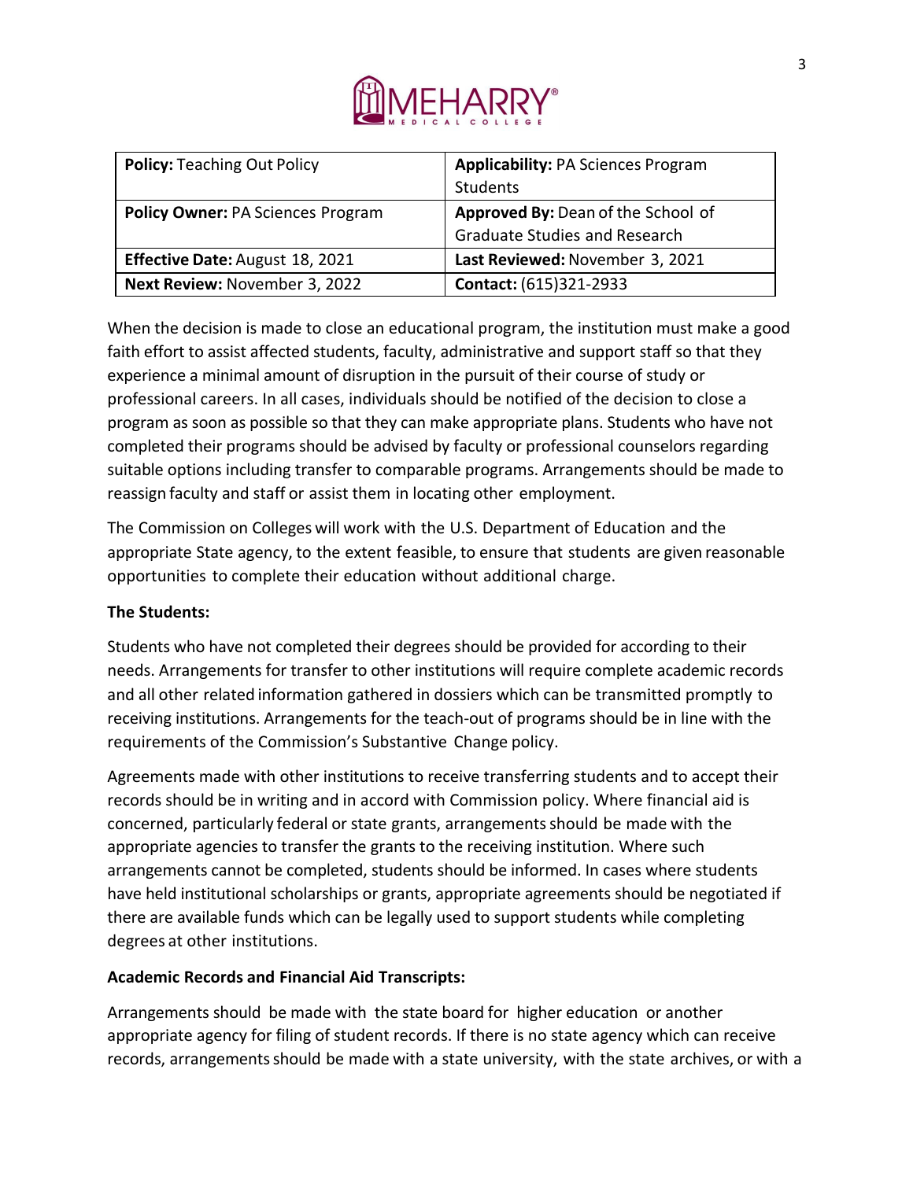| **Policy:** Teaching Out Policy | **Applicability:** PA Sciences Program Students |
|---|---|
| **Policy Owner:** PA Sciences Program | **Approved By:** Dean of the School of Graduate Studies and Research |
| **Effective Date:** August 18, 2021 | **Last Reviewed:** November 3, 2021 |
| **Next Review:** November 3, 2022 | **Contact:** (615)321-2933 |

When the decision is made to close an educational program, the institution must make a good faith effort to assist affected students, faculty, administrative and support staff so that they experience a minimal amount of disruption in the pursuit of their course of study or professional careers. In all cases, individuals should be notified of the decision to close a program as soon as possible so that they can make appropriate plans. Students who have not completed their programs should be advised by faculty or professional counselors regarding suitable options including transfer to comparable programs. Arrangements should be made to reassign faculty and staff or assist them in locating other employment.

The Commission on Colleges will work with the U.S. Department of Education and the appropriate State agency, to the extent feasible, to ensure that students are given reasonable opportunities to complete their education without additional charge.

**The Students:**

Students who have not completed their degrees should be provided for according to their needs. Arrangements for transfer to other institutions will require complete academic records and all other related information gathered in dossiers which can be transmitted promptly to receiving institutions. Arrangements for the teach-out of programs should be in line with the requirements of the Commission's Substantive Change policy.

Agreements made with other institutions to receive transferring students and to accept their records should be in writing and in accord with Commission policy. Where financial aid is concerned, particularly federal or state grants, arrangements should be made with the appropriate agencies to transfer the grants to the receiving institution. Where such arrangements cannot be completed, students should be informed. In cases where students have held institutional scholarships or grants, appropriate agreements should be negotiated if there are available funds which can be legally used to support students while completing degrees at other institutions.

**Academic Records and Financial Aid Transcripts:**

Arrangements should be made with the state board for higher education or another appropriate agency for filing of student records. If there is no state agency which can receive records, arrangements should be made with a state university, with the state archives, or with a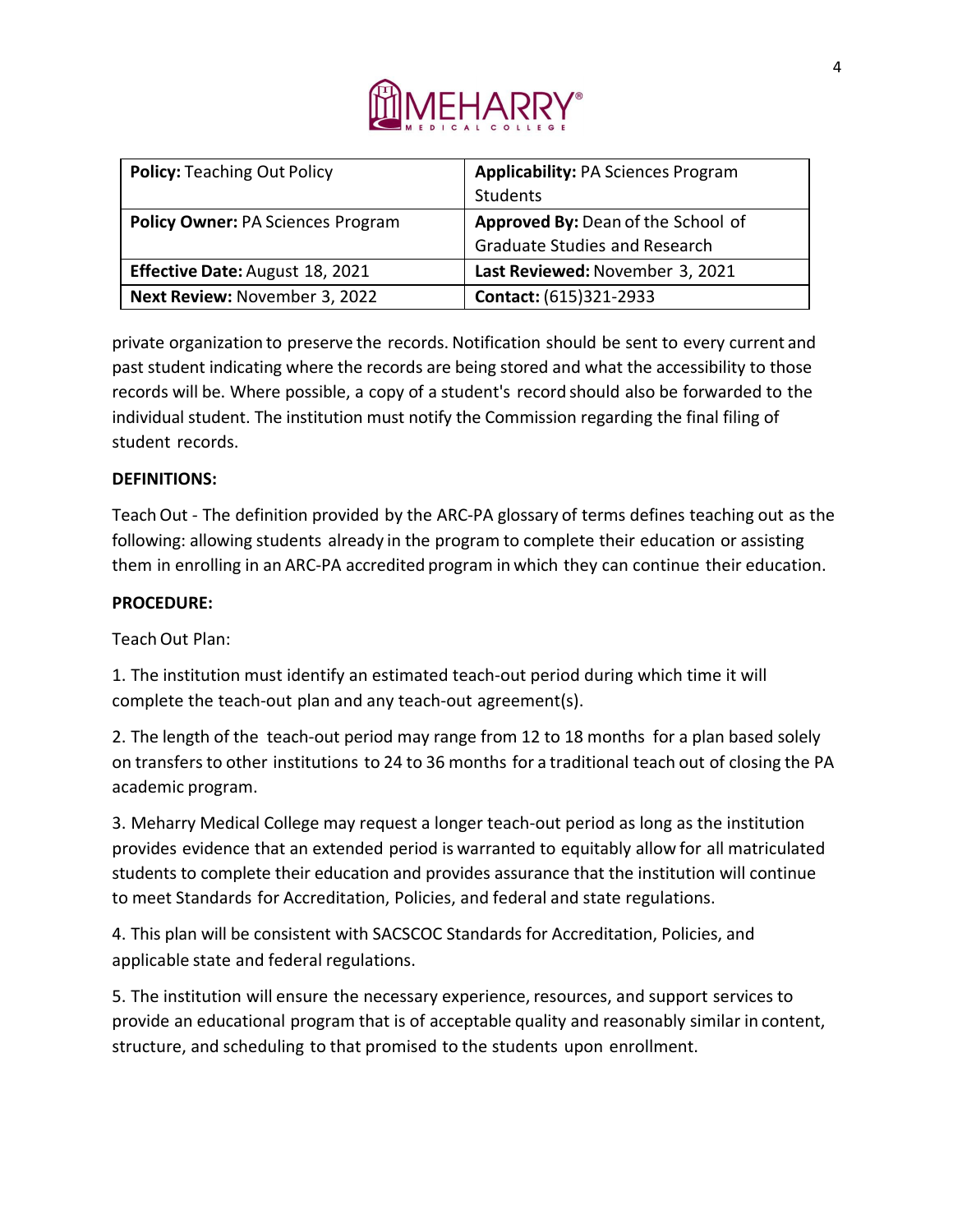| **Policy:** Teaching Out Policy | **Applicability:** PA Sciences Program Students |
|---|---|
| **Policy Owner:** PA Sciences Program | **Approved By:** Dean of the School of Graduate Studies and Research |
| **Effective Date:** August 18, 2021 | **Last Reviewed:** November 3, 2021 |
| **Next Review:** November 3, 2022 | **Contact:** (615)321-2933 |

private organization to preserve the records. Notification should be sent to every current and past student indicating where the records are being stored and what the accessibility to those records will be. Where possible, a copy of a student's record should also be forwarded to the individual student. The institution must notify the Commission regarding the final filing of student records.

**DEFINITIONS:**

Teach Out - The definition provided by the ARC-PA glossary of terms defines teaching out as the following: allowing students already in the program to complete their education or assisting them in enrolling in an ARC-PA accredited program in which they can continue their education.

**PROCEDURE:**

Teach Out Plan:

1. The institution must identify an estimated teach-out period during which time it will complete the teach-out plan and any teach-out agreement(s).

2. The length of the teach-out period may range from 12 to 18 months for a plan based solely on transfers to other institutions to 24 to 36 months for a traditional teach out of closing the PA academic program.

3. Meharry Medical College may request a longer teach-out period as long as the institution provides evidence that an extended period is warranted to equitably allow for all matriculated students to complete their education and provides assurance that the institution will continue to meet Standards for Accreditation, Policies, and federal and state regulations.

4. This plan will be consistent with SACSCOC Standards for Accreditation, Policies, and applicable state and federal regulations.

5. The institution will ensure the necessary experience, resources, and support services to provide an educational program that is of acceptable quality and reasonably similar in content, structure, and scheduling to that promised to the students upon enrollment.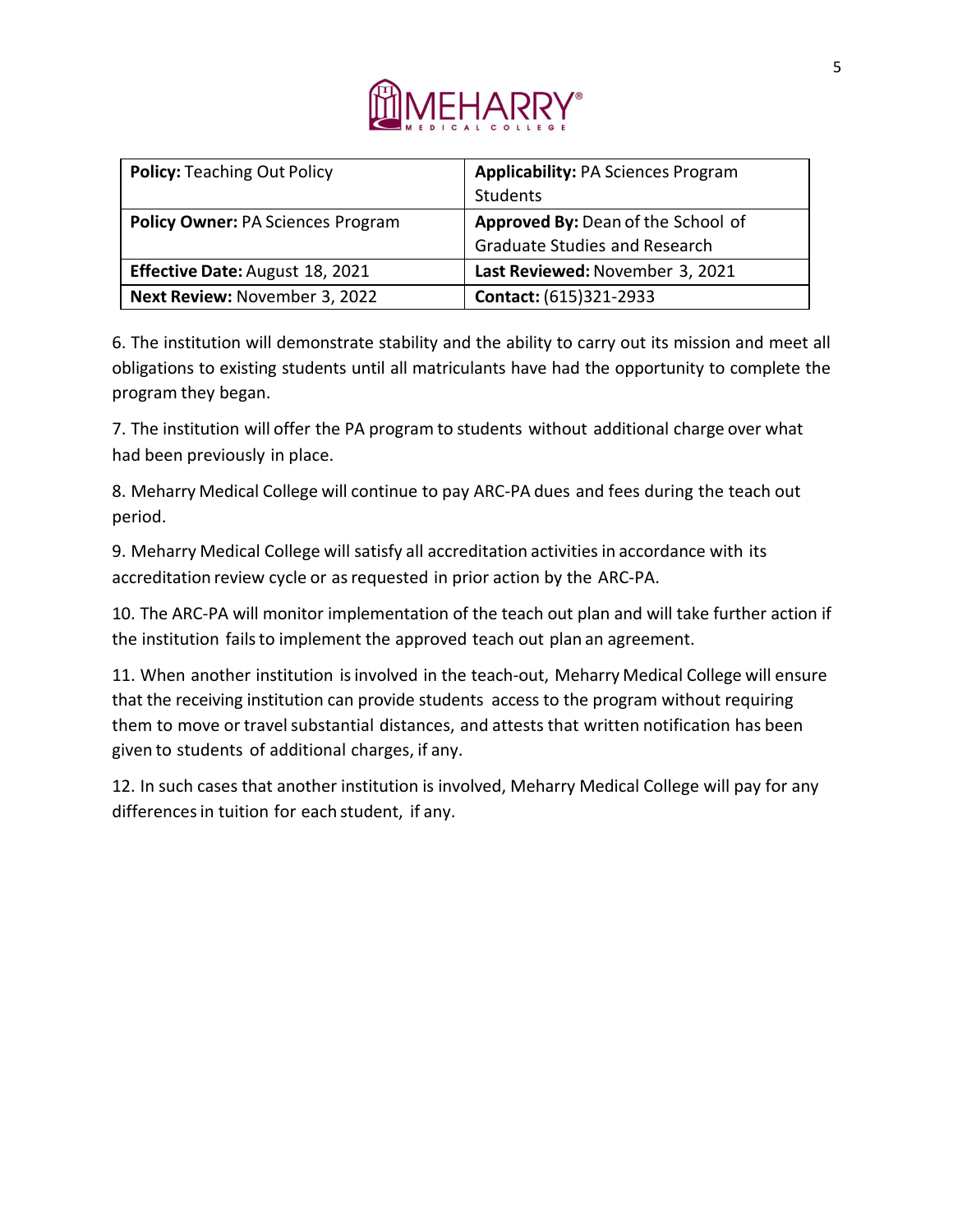| | |
|---|---|
| **Policy:** Teaching Out Policy | **Applicability:** PA Sciences Program Students |
| **Policy Owner:** PA Sciences Program | **Approved By:** Dean of the School of Graduate Studies and Research |
| **Effective Date:** August 18, 2021 | **Last Reviewed:** November 3, 2021 |
| **Next Review:** November 3, 2022 | **Contact:** (615)321-2933 |

6. The institution will demonstrate stability and the ability to carry out its mission and meet all obligations to existing students until all matriculants have had the opportunity to complete the program they began.

7. The institution will offer the PA program to students without additional charge over what had been previously in place.

8. Meharry Medical College will continue to pay ARC-PA dues and fees during the teach out period.

9. Meharry Medical College will satisfy all accreditation activities in accordance with its accreditation review cycle or as requested in prior action by the ARC-PA.

10. The ARC-PA will monitor implementation of the teach out plan and will take further action if the institution fails to implement the approved teach out plan an agreement.

11. When another institution is involved in the teach-out, Meharry Medical College will ensure that the receiving institution can provide students access to the program without requiring them to move or travel substantial distances, and attests that written notification has been given to students of additional charges, if any.

12. In such cases that another institution is involved, Meharry Medical College will pay for any differences in tuition for each student, if any.